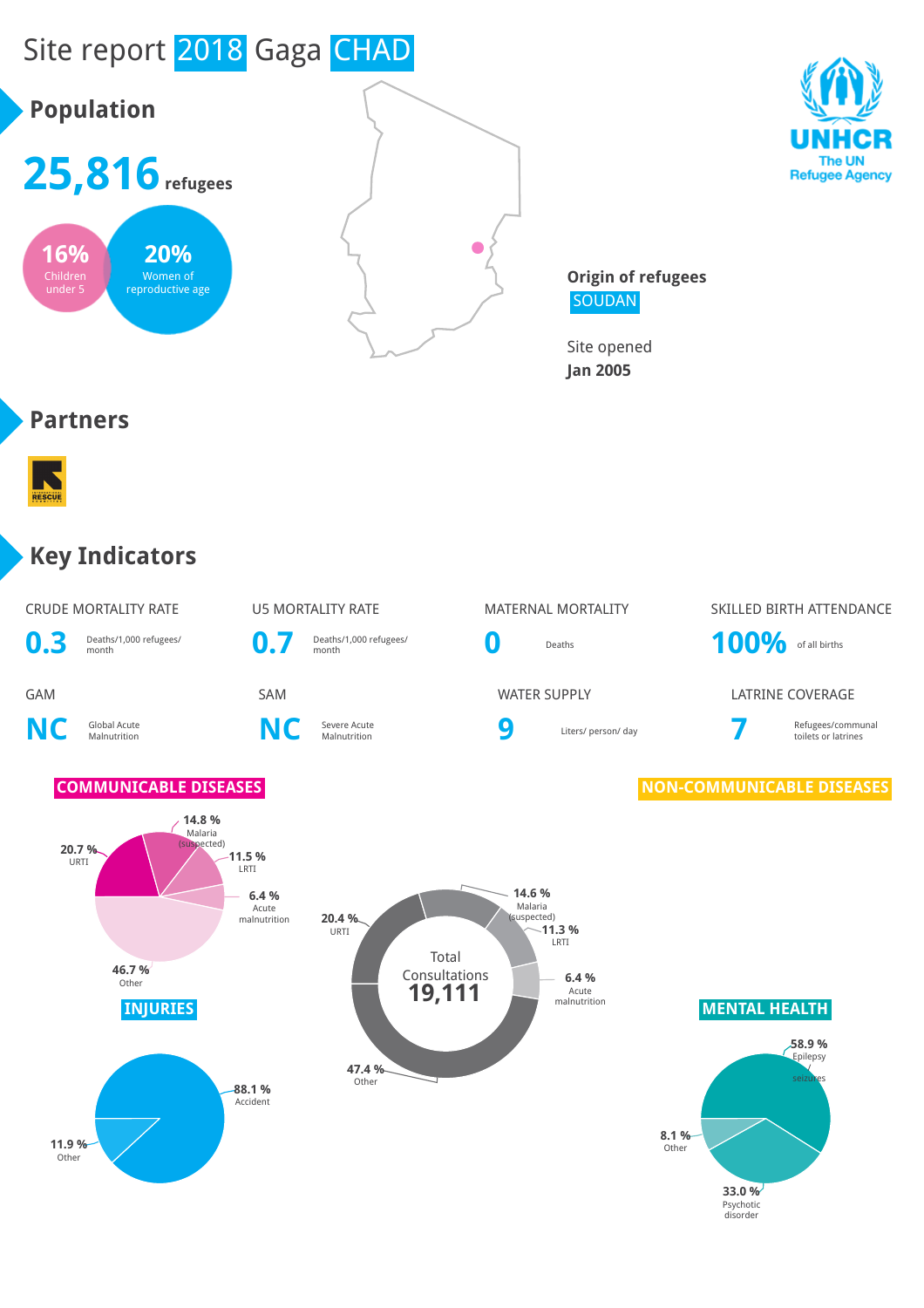# Site report 2018 Gaga CHAD

## Population

**25,816** refugees

**16%** Children under 5

**20%** Women of reproductive age

**Origin of refugees**
SOUDAN

Site opened
**Jan 2005**

UNHCR
The UN Refugee Agency

## Partners

## Key Indicators

| CRUDE MORTALITY RATE | U5 MORTALITY RATE | MATERNAL MORTALITY | SKILLED BIRTH ATTENDANCE |
|---|---|---|---|
| **0.3** Deaths/1,000 refugees/ month | **0.7** Deaths/1,000 refugees/ month | **0** Deaths | **100%** of all births |

| GAM | SAM | WATER SUPPLY | LATRINE COVERAGE |
|---|---|---|---|
| **NC** Global Acute Malnutrition | **NC** Severe Acute Malnutrition | **9** Liters/ person/ day | **7** Refugees/communal toilets or latrines |

### COMMUNICABLE DISEASES

- 14.8 % Malaria (suspected)
- 11.5 % LRTI
- 6.4 % Acute malnutrition
- 20.7 % URTI
- 46.7 % Other

### NON-COMMUNICABLE DISEASES

Total Consultations **19,111**

- 14.6 % Malaria (suspected)
- 11.3 % LRTI
- 6.4 % Acute malnutrition
- 20.4 % URTI
- 47.4 % Other

### INJURIES

- 88.1 % Accident
- 11.9 % Other

### MENTAL HEALTH

- 58.9 % Epilepsy seizures
- 8.1 % Other
- 33.0 % Psychotic disorder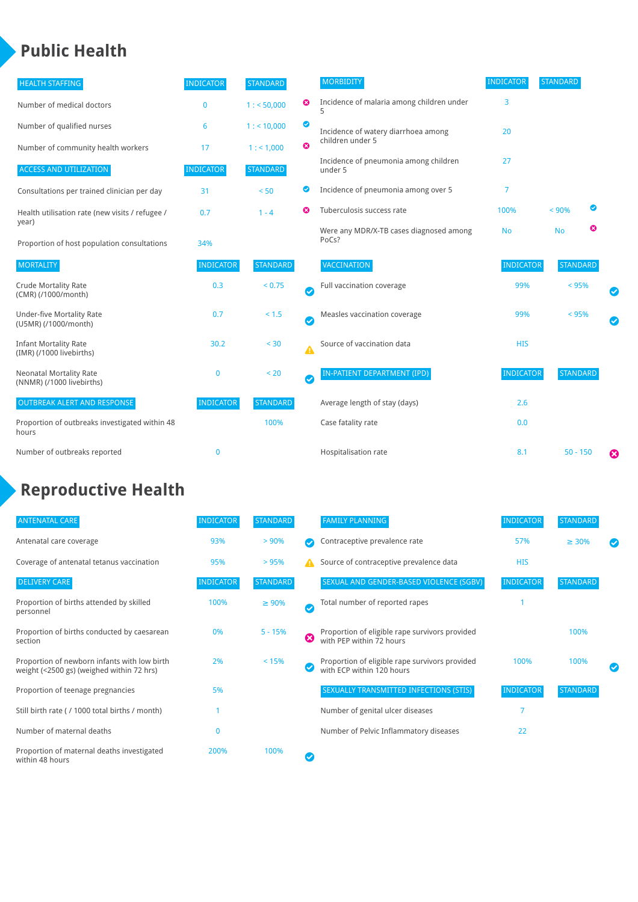# Public Health

| HEALTH STAFFING | INDICATOR | STANDARD | |
|---|---|---|---|
| Number of medical doctors | 0 | 1 : < 50,000 | ✗ |
| Number of qualified nurses | 6 | 1 : < 10,000 | ✓ |
| Number of community health workers | 17 | 1 : < 1,000 | ✗ |

| ACCESS AND UTILIZATION | INDICATOR | STANDARD | |
|---|---|---|---|
| Consultations per trained clinician per day | 31 | < 50 | ✓ |
| Health utilisation rate (new visits / refugee / year) | 0.7 | 1 - 4 | ✗ |
| Proportion of host population consultations | 34% | | |

| MORTALITY | INDICATOR | STANDARD | |
|---|---|---|---|
| Crude Mortality Rate (CMR) (/1000/month) | 0.3 | < 0.75 | ✓ |
| Under-five Mortality Rate (U5MR) (/1000/month) | 0.7 | < 1.5 | ✓ |
| Infant Mortality Rate (IMR) (/1000 livebirths) | 30.2 | < 30 | ⚠ |
| Neonatal Mortality Rate (NNMR) (/1000 livebirths) | 0 | < 20 | ✓ |

| OUTBREAK ALERT AND RESPONSE | INDICATOR | STANDARD | |
|---|---|---|---|
| Proportion of outbreaks investigated within 48 hours | | 100% | |
| Number of outbreaks reported | 0 | | |

| MORBIDITY | INDICATOR | STANDARD | |
|---|---|---|---|
| Incidence of malaria among children under 5 | 3 | | |
| Incidence of watery diarrhoea among children under 5 | 20 | | |
| Incidence of pneumonia among children under 5 | 27 | | |
| Incidence of pneumonia among over 5 | 7 | | |
| Tuberculosis success rate | 100% | < 90% | ✓ |
| Were any MDR/X-TB cases diagnosed among PoCs? | No | No | ✗ |

| VACCINATION | INDICATOR | STANDARD | |
|---|---|---|---|
| Full vaccination coverage | 99% | < 95% | ✓ |
| Measles vaccination coverage | 99% | < 95% | ✓ |
| Source of vaccination data | HIS | | |

| IN-PATIENT DEPARTMENT (IPD) | INDICATOR | STANDARD | |
|---|---|---|---|
| Average length of stay (days) | 2.6 | | |
| Case fatality rate | 0.0 | | |
| Hospitalisation rate | 8.1 | 50 - 150 | ✗ |

# Reproductive Health

| ANTENATAL CARE | INDICATOR | STANDARD | |
|---|---|---|---|
| Antenatal care coverage | 93% | > 90% | ✓ |
| Coverage of antenatal tetanus vaccination | 95% | > 95% | ⚠ |

| DELIVERY CARE | INDICATOR | STANDARD | |
|---|---|---|---|
| Proportion of births attended by skilled personnel | 100% | ≥ 90% | ✓ |
| Proportion of births conducted by caesarean section | 0% | 5 - 15% | ✗ |
| Proportion of newborn infants with low birth weight (<2500 gs) (weighed within 72 hrs) | 2% | < 15% | ✓ |
| Proportion of teenage pregnancies | 5% | | |
| Still birth rate ( / 1000 total births / month) | 1 | | |
| Number of maternal deaths | 0 | | |
| Proportion of maternal deaths investigated within 48 hours | 200% | 100% | ✓ |

| FAMILY PLANNING | INDICATOR | STANDARD | |
|---|---|---|---|
| Contraceptive prevalence rate | 57% | ≥ 30% | ✓ |
| Source of contraceptive prevalence data | HIS | | |

| SEXUAL AND GENDER-BASED VIOLENCE (SGBV) | INDICATOR | STANDARD | |
|---|---|---|---|
| Total number of reported rapes | 1 | | |
| Proportion of eligible rape survivors provided with PEP within 72 hours | | 100% | |
| Proportion of eligible rape survivors provided with ECP within 120 hours | 100% | 100% | ✓ |

| SEXUALLY TRANSMITTED INFECTIONS (STIS) | INDICATOR | STANDARD |
|---|---|---|
| Number of genital ulcer diseases | 7 | |
| Number of Pelvic Inflammatory diseases | 22 | |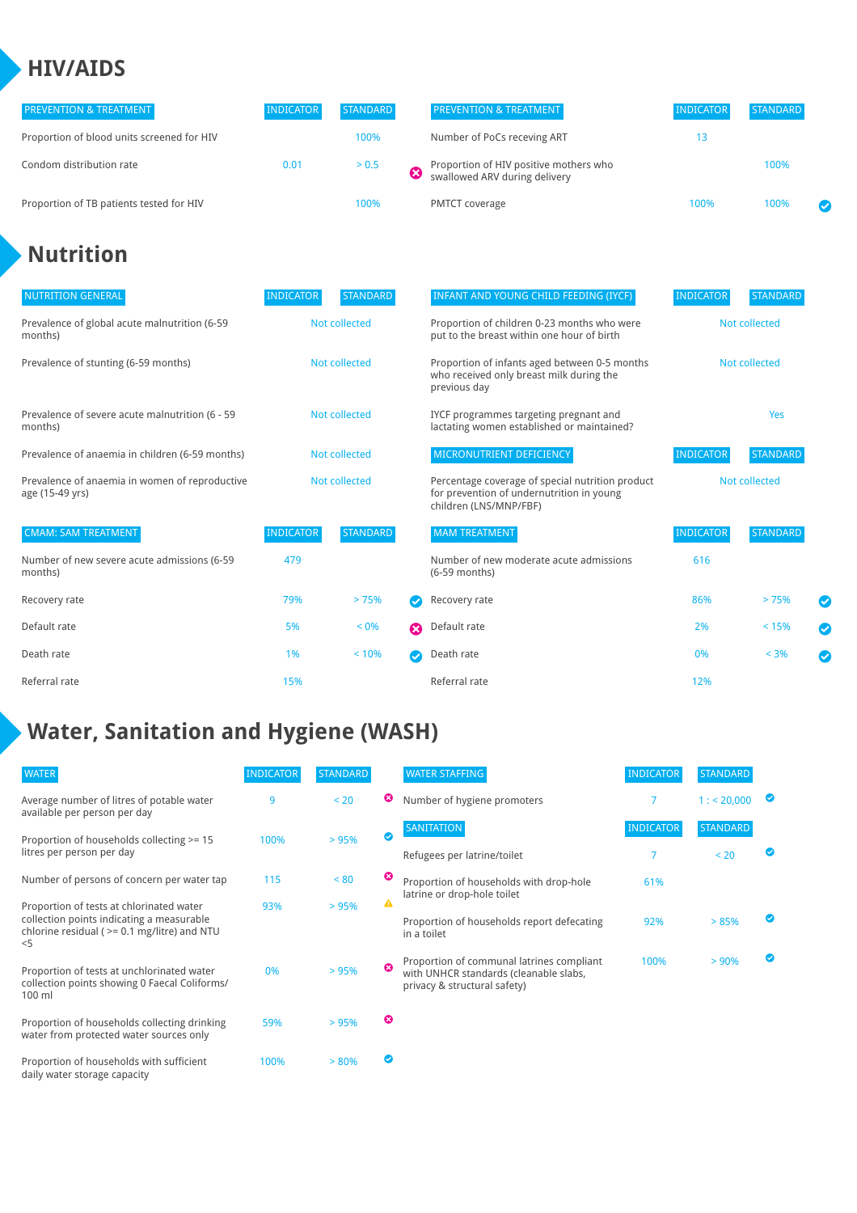# HIV/AIDS

| PREVENTION & TREATMENT | INDICATOR | STANDARD | |
|---|---|---|---|
| Proportion of blood units screened for HIV | | 100% | |
| Condom distribution rate | 0.01 | > 0.5 | ✖ |
| Proportion of TB patients tested for HIV | | 100% | |

| PREVENTION & TREATMENT | INDICATOR | STANDARD | |
|---|---|---|---|
| Number of PoCs receving ART | 13 | | |
| Proportion of HIV positive mothers who swallowed ARV during delivery | | 100% | |
| PMTCT coverage | 100% | 100% | ✔ |

# Nutrition

| NUTRITION GENERAL | INDICATOR | STANDARD |
|---|---|---|
| Prevalence of global acute malnutrition (6-59 months) | Not collected | |
| Prevalence of stunting (6-59 months) | Not collected | |
| Prevalence of severe acute malnutrition (6 - 59 months) | Not collected | |
| Prevalence of anaemia in children (6-59 months) | Not collected | |
| Prevalence of anaemia in women of reproductive age (15-49 yrs) | Not collected | |

| INFANT AND YOUNG CHILD FEEDING (IYCF) | INDICATOR | STANDARD |
|---|---|---|
| Proportion of children 0-23 months who were put to the breast within one hour of birth | Not collected | |
| Proportion of infants aged between 0-5 months who received only breast milk during the previous day | Not collected | |
| IYCF programmes targeting pregnant and lactating women established or maintained? | | Yes |

| MICRONUTRIENT DEFICIENCY | INDICATOR | STANDARD |
|---|---|---|
| Percentage coverage of special nutrition product for prevention of undernutrition in young children (LNS/MNP/FBF) | Not collected | |

| CMAM: SAM TREATMENT | INDICATOR | STANDARD | |
|---|---|---|---|
| Number of new severe acute admissions (6-59 months) | 479 | | |
| Recovery rate | 79% | > 75% | ✔ |
| Default rate | 5% | < 0% | ✖ |
| Death rate | 1% | < 10% | ✔ |
| Referral rate | 15% | | |

| MAM TREATMENT | INDICATOR | STANDARD | |
|---|---|---|---|
| Number of new moderate acute admissions (6-59 months) | 616 | | |
| Recovery rate | 86% | > 75% | ✔ |
| Default rate | 2% | < 15% | ✔ |
| Death rate | 0% | < 3% | ✔ |
| Referral rate | 12% | | |

# Water, Sanitation and Hygiene (WASH)

| WATER | INDICATOR | STANDARD | |
|---|---|---|---|
| Average number of litres of potable water available per person per day | 9 | < 20 | ✖ |
| Proportion of households collecting >= 15 litres per person per day | 100% | > 95% | ✔ |
| Number of persons of concern per water tap | 115 | < 80 | ✖ |
| Proportion of tests at chlorinated water collection points indicating a measurable chlorine residual ( >= 0.1 mg/litre) and NTU <5 | 93% | > 95% | ⚠ |
| Proportion of tests at unchlorinated water collection points showing 0 Faecal Coliforms/ 100 ml | 0% | > 95% | ✖ |
| Proportion of households collecting drinking water from protected water sources only | 59% | > 95% | ✖ |
| Proportion of households with sufficient daily water storage capacity | 100% | > 80% | ✔ |

| WATER STAFFING | INDICATOR | STANDARD | |
|---|---|---|---|
| Number of hygiene promoters | 7 | 1 : < 20,000 | ✔ |

| SANITATION | INDICATOR | STANDARD | |
|---|---|---|---|
| Refugees per latrine/toilet | 7 | < 20 | ✔ |
| Proportion of households with drop-hole latrine or drop-hole toilet | 61% | | |
| Proportion of households report defecating in a toilet | 92% | > 85% | ✔ |
| Proportion of communal latrines compliant with UNHCR standards (cleanable slabs, privacy & structural safety) | 100% | > 90% | ✔ |